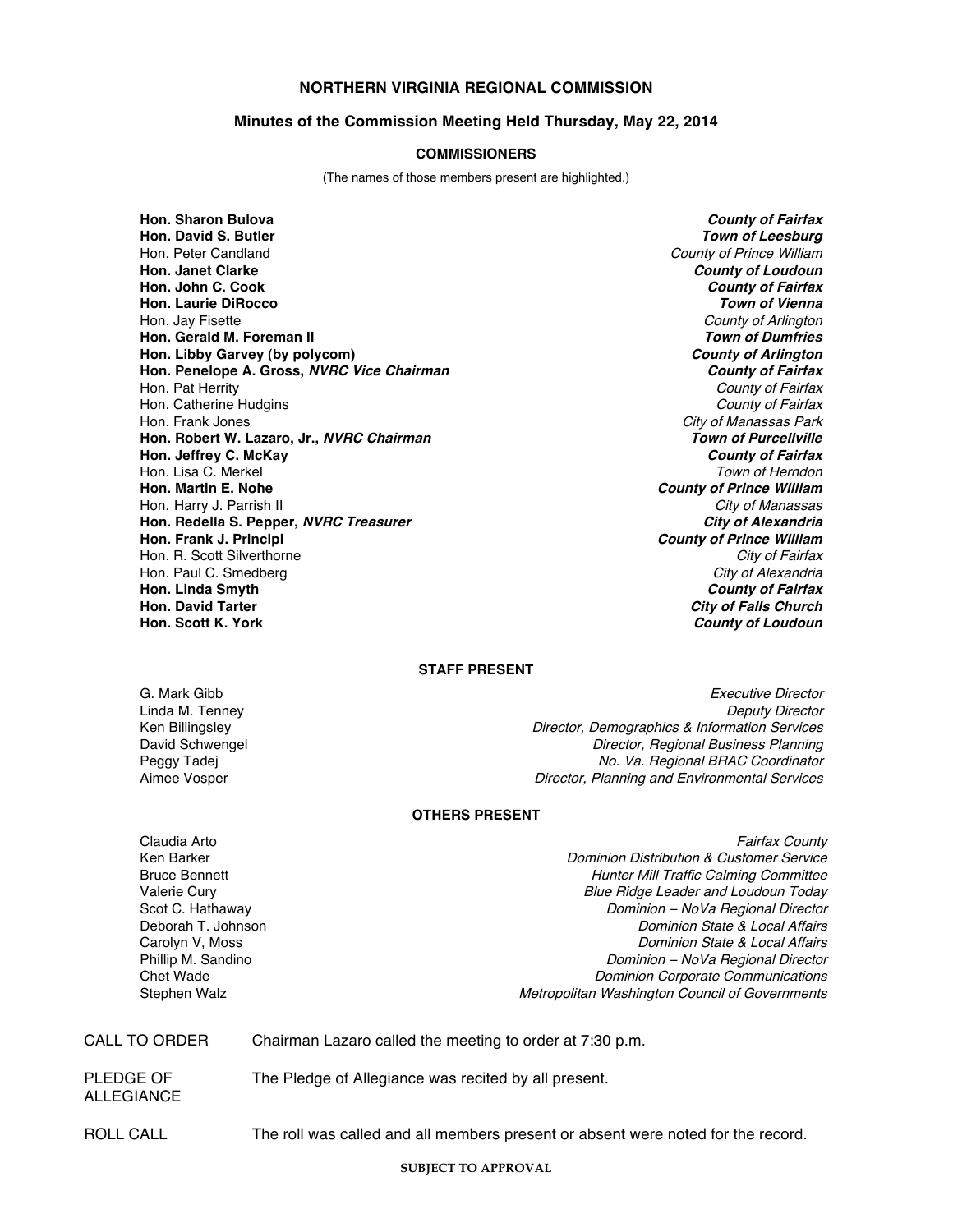# NORTHERN VIRGINIA REGIONAL COMMISSION

## Minutes of the Commission Meeting Held Thursday, May 22, 2014

### COMMISSIONERS

(The names of those members present are highlighted.)

| | |
|---|---|
| **Hon. Sharon Bulova** | ***County of Fairfax*** |
| **Hon. David S. Butler** | ***Town of Leesburg*** |
| Hon. Peter Candland | *County of Prince William* |
| **Hon. Janet Clarke** | ***County of Loudoun*** |
| **Hon. John C. Cook** | ***County of Fairfax*** |
| **Hon. Laurie DiRocco** | ***Town of Vienna*** |
| Hon. Jay Fisette | *County of Arlington* |
| **Hon. Gerald M. Foreman II** | ***Town of Dumfries*** |
| **Hon. Libby Garvey (by polycom)** | ***County of Arlington*** |
| **Hon. Penelope A. Gross, *NVRC Vice Chairman*** | ***County of Fairfax*** |
| Hon. Pat Herrity | *County of Fairfax* |
| Hon. Catherine Hudgins | *County of Fairfax* |
| Hon. Frank Jones | *City of Manassas Park* |
| **Hon. Robert W. Lazaro, Jr., *NVRC Chairman*** | ***Town of Purcellville*** |
| **Hon. Jeffrey C. McKay** | ***County of Fairfax*** |
| Hon. Lisa C. Merkel | *Town of Herndon* |
| **Hon. Martin E. Nohe** | ***County of Prince William*** |
| Hon. Harry J. Parrish II | *City of Manassas* |
| **Hon. Redella S. Pepper, *NVRC Treasurer*** | ***City of Alexandria*** |
| **Hon. Frank J. Principi** | ***County of Prince William*** |
| Hon. R. Scott Silverthorne | *City of Fairfax* |
| Hon. Paul C. Smedberg | *City of Alexandria* |
| **Hon. Linda Smyth** | ***County of Fairfax*** |
| **Hon. David Tarter** | ***City of Falls Church*** |
| **Hon. Scott K. York** | ***County of Loudoun*** |

### STAFF PRESENT

| | |
|---|---|
| G. Mark Gibb | *Executive Director* |
| Linda M. Tenney | *Deputy Director* |
| Ken Billingsley | *Director, Demographics & Information Services* |
| David Schwengel | *Director, Regional Business Planning* |
| Peggy Tadej | *No. Va. Regional BRAC Coordinator* |
| Aimee Vosper | *Director, Planning and Environmental Services* |

### OTHERS PRESENT

| | |
|---|---|
| Claudia Arto | *Fairfax County* |
| Ken Barker | *Dominion Distribution & Customer Service* |
| Bruce Bennett | *Hunter Mill Traffic Calming Committee* |
| Valerie Cury | *Blue Ridge Leader and Loudoun Today* |
| Scot C. Hathaway | *Dominion – NoVa Regional Director* |
| Deborah T. Johnson | *Dominion State & Local Affairs* |
| Carolyn V, Moss | *Dominion State & Local Affairs* |
| Phillip M. Sandino | *Dominion – NoVa Regional Director* |
| Chet Wade | *Dominion Corporate Communications* |
| Stephen Walz | *Metropolitan Washington Council of Governments* |

| | |
|---|---|
| CALL TO ORDER | Chairman Lazaro called the meeting to order at 7:30 p.m. |
| PLEDGE OF ALLEGIANCE | The Pledge of Allegiance was recited by all present. |
| ROLL CALL | The roll was called and all members present or absent were noted for the record. |

SUBJECT TO APPROVAL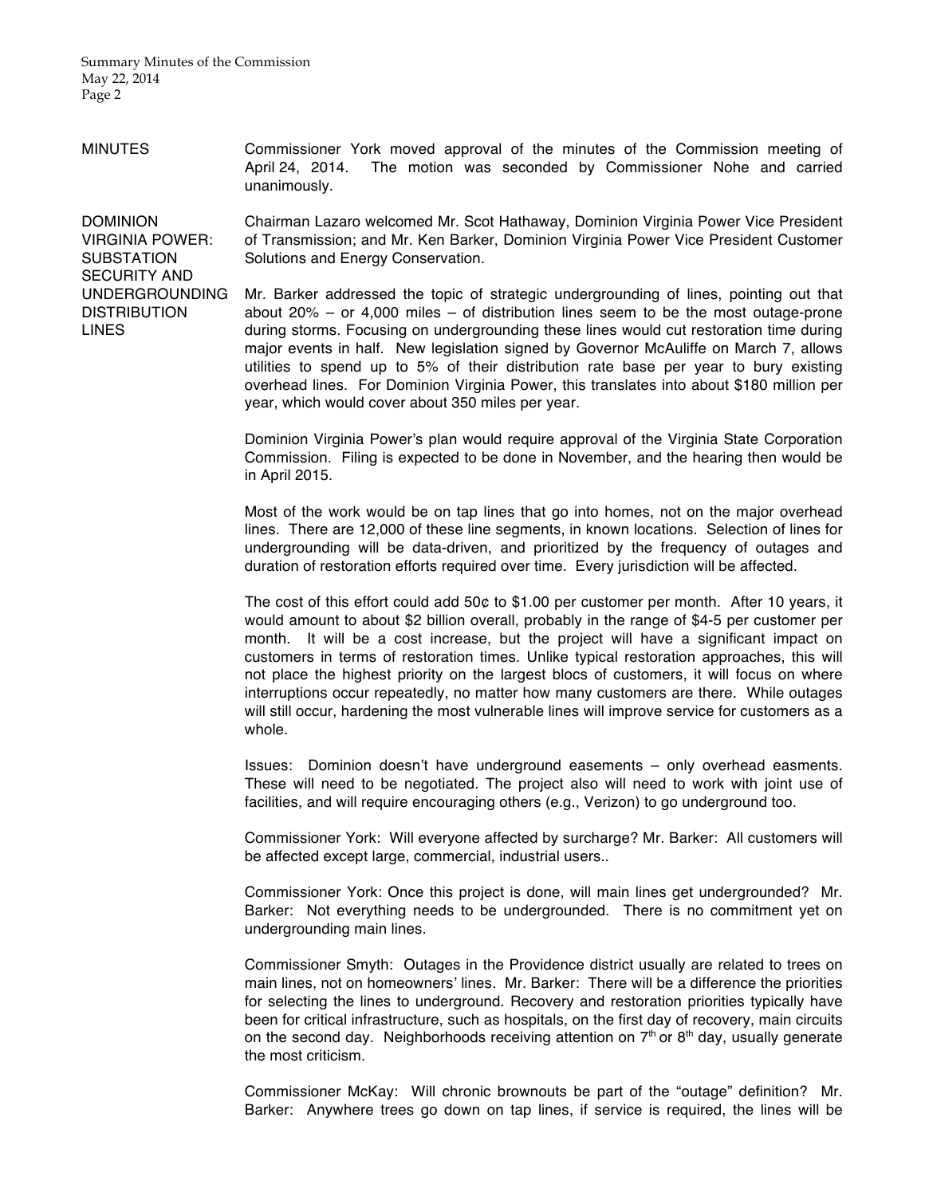**MINUTES**

Commissioner York moved approval of the minutes of the Commission meeting of April 24, 2014. The motion was seconded by Commissioner Nohe and carried unanimously.

**DOMINION VIRGINIA POWER: SUBSTATION SECURITY AND UNDERGROUNDING DISTRIBUTION LINES**

Chairman Lazaro welcomed Mr. Scot Hathaway, Dominion Virginia Power Vice President of Transmission; and Mr. Ken Barker, Dominion Virginia Power Vice President Customer Solutions and Energy Conservation.

Mr. Barker addressed the topic of strategic undergrounding of lines, pointing out that about 20% – or 4,000 miles – of distribution lines seem to be the most outage-prone during storms. Focusing on undergrounding these lines would cut restoration time during major events in half. New legislation signed by Governor McAuliffe on March 7, allows utilities to spend up to 5% of their distribution rate base per year to bury existing overhead lines. For Dominion Virginia Power, this translates into about $180 million per year, which would cover about 350 miles per year.

Dominion Virginia Power's plan would require approval of the Virginia State Corporation Commission. Filing is expected to be done in November, and the hearing then would be in April 2015.

Most of the work would be on tap lines that go into homes, not on the major overhead lines. There are 12,000 of these line segments, in known locations. Selection of lines for undergrounding will be data-driven, and prioritized by the frequency of outages and duration of restoration efforts required over time. Every jurisdiction will be affected.

The cost of this effort could add 50¢ to $1.00 per customer per month. After 10 years, it would amount to about $2 billion overall, probably in the range of $4-5 per customer per month. It will be a cost increase, but the project will have a significant impact on customers in terms of restoration times. Unlike typical restoration approaches, this will not place the highest priority on the largest blocs of customers, it will focus on where interruptions occur repeatedly, no matter how many customers are there. While outages will still occur, hardening the most vulnerable lines will improve service for customers as a whole.

Issues: Dominion doesn't have underground easements – only overhead easments. These will need to be negotiated. The project also will need to work with joint use of facilities, and will require encouraging others (e.g., Verizon) to go underground too.

Commissioner York: Will everyone affected by surcharge? Mr. Barker: All customers will be affected except large, commercial, industrial users..

Commissioner York: Once this project is done, will main lines get undergrounded? Mr. Barker: Not everything needs to be undergrounded. There is no commitment yet on undergrounding main lines.

Commissioner Smyth: Outages in the Providence district usually are related to trees on main lines, not on homeowners' lines. Mr. Barker: There will be a difference the priorities for selecting the lines to underground. Recovery and restoration priorities typically have been for critical infrastructure, such as hospitals, on the first day of recovery, main circuits on the second day. Neighborhoods receiving attention on 7th or 8th day, usually generate the most criticism.

Commissioner McKay: Will chronic brownouts be part of the "outage" definition? Mr. Barker: Anywhere trees go down on tap lines, if service is required, the lines will be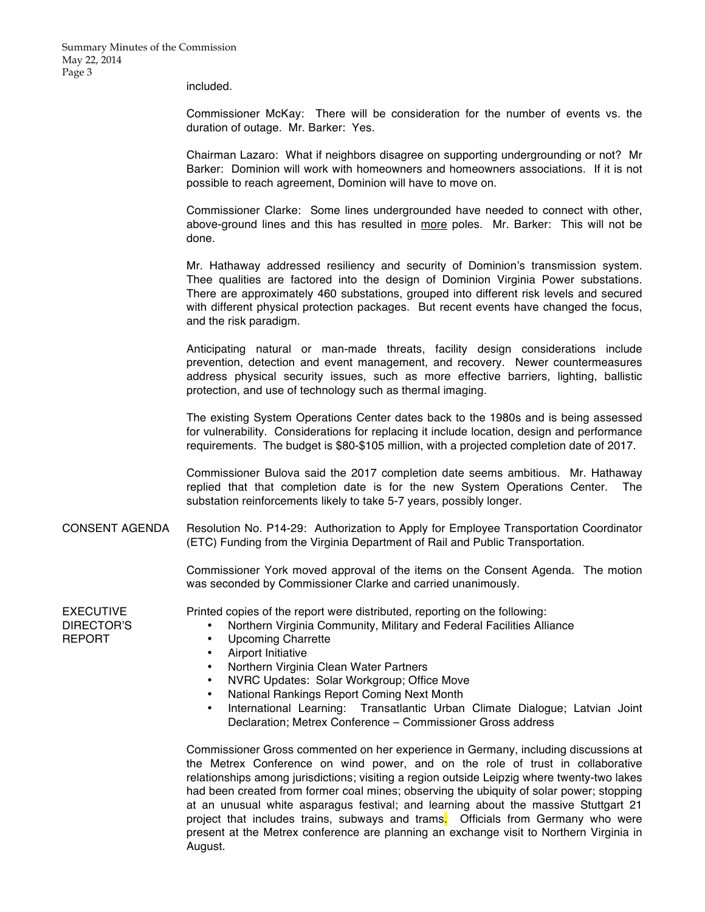included.

Commissioner McKay: There will be consideration for the number of events vs. the duration of outage. Mr. Barker: Yes.

Chairman Lazaro: What if neighbors disagree on supporting undergrounding or not? Mr Barker: Dominion will work with homeowners and homeowners associations. If it is not possible to reach agreement, Dominion will have to move on.

Commissioner Clarke: Some lines undergrounded have needed to connect with other, above-ground lines and this has resulted in more poles. Mr. Barker: This will not be done.

Mr. Hathaway addressed resiliency and security of Dominion's transmission system. Thee qualities are factored into the design of Dominion Virginia Power substations. There are approximately 460 substations, grouped into different risk levels and secured with different physical protection packages. But recent events have changed the focus, and the risk paradigm.

Anticipating natural or man-made threats, facility design considerations include prevention, detection and event management, and recovery. Newer countermeasures address physical security issues, such as more effective barriers, lighting, ballistic protection, and use of technology such as thermal imaging.

The existing System Operations Center dates back to the 1980s and is being assessed for vulnerability. Considerations for replacing it include location, design and performance requirements. The budget is $80-$105 million, with a projected completion date of 2017.

Commissioner Bulova said the 2017 completion date seems ambitious. Mr. Hathaway replied that that completion date is for the new System Operations Center. The substation reinforcements likely to take 5-7 years, possibly longer.

**CONSENT AGENDA**

Resolution No. P14-29: Authorization to Apply for Employee Transportation Coordinator (ETC) Funding from the Virginia Department of Rail and Public Transportation.

Commissioner York moved approval of the items on the Consent Agenda. The motion was seconded by Commissioner Clarke and carried unanimously.

**EXECUTIVE DIRECTOR'S REPORT**

Printed copies of the report were distributed, reporting on the following:

- Northern Virginia Community, Military and Federal Facilities Alliance
- Upcoming Charrette
- Airport Initiative
- Northern Virginia Clean Water Partners
- NVRC Updates: Solar Workgroup; Office Move
- National Rankings Report Coming Next Month
- International Learning: Transatlantic Urban Climate Dialogue; Latvian Joint Declaration; Metrex Conference – Commissioner Gross address

Commissioner Gross commented on her experience in Germany, including discussions at the Metrex Conference on wind power, and on the role of trust in collaborative relationships among jurisdictions; visiting a region outside Leipzig where twenty-two lakes had been created from former coal mines; observing the ubiquity of solar power; stopping at an unusual white asparagus festival; and learning about the massive Stuttgart 21 project that includes trains, subways and trams. Officials from Germany who were present at the Metrex conference are planning an exchange visit to Northern Virginia in August.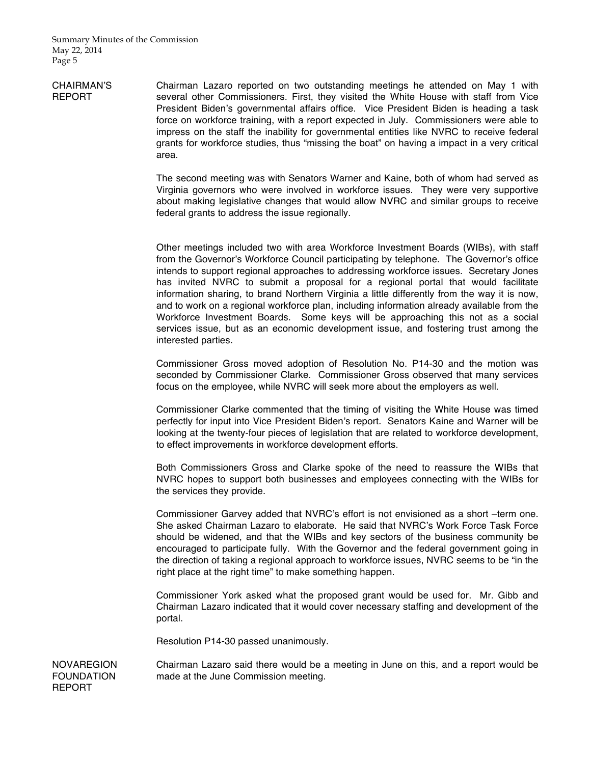## CHAIRMAN'S REPORT

Chairman Lazaro reported on two outstanding meetings he attended on May 1 with several other Commissioners. First, they visited the White House with staff from Vice President Biden's governmental affairs office. Vice President Biden is heading a task force on workforce training, with a report expected in July. Commissioners were able to impress on the staff the inability for governmental entities like NVRC to receive federal grants for workforce studies, thus "missing the boat" on having a impact in a very critical area.

The second meeting was with Senators Warner and Kaine, both of whom had served as Virginia governors who were involved in workforce issues. They were very supportive about making legislative changes that would allow NVRC and similar groups to receive federal grants to address the issue regionally.

Other meetings included two with area Workforce Investment Boards (WIBs), with staff from the Governor's Workforce Council participating by telephone. The Governor's office intends to support regional approaches to addressing workforce issues. Secretary Jones has invited NVRC to submit a proposal for a regional portal that would facilitate information sharing, to brand Northern Virginia a little differently from the way it is now, and to work on a regional workforce plan, including information already available from the Workforce Investment Boards. Some keys will be approaching this not as a social services issue, but as an economic development issue, and fostering trust among the interested parties.

Commissioner Gross moved adoption of Resolution No. P14-30 and the motion was seconded by Commissioner Clarke. Commissioner Gross observed that many services focus on the employee, while NVRC will seek more about the employers as well.

Commissioner Clarke commented that the timing of visiting the White House was timed perfectly for input into Vice President Biden's report. Senators Kaine and Warner will be looking at the twenty-four pieces of legislation that are related to workforce development, to effect improvements in workforce development efforts.

Both Commissioners Gross and Clarke spoke of the need to reassure the WIBs that NVRC hopes to support both businesses and employees connecting with the WIBs for the services they provide.

Commissioner Garvey added that NVRC's effort is not envisioned as a short –term one. She asked Chairman Lazaro to elaborate. He said that NVRC's Work Force Task Force should be widened, and that the WIBs and key sectors of the business community be encouraged to participate fully. With the Governor and the federal government going in the direction of taking a regional approach to workforce issues, NVRC seems to be "in the right place at the right time" to make something happen.

Commissioner York asked what the proposed grant would be used for. Mr. Gibb and Chairman Lazaro indicated that it would cover necessary staffing and development of the portal.

Resolution P14-30 passed unanimously.

## NOVAREGION FOUNDATION REPORT

Chairman Lazaro said there would be a meeting in June on this, and a report would be made at the June Commission meeting.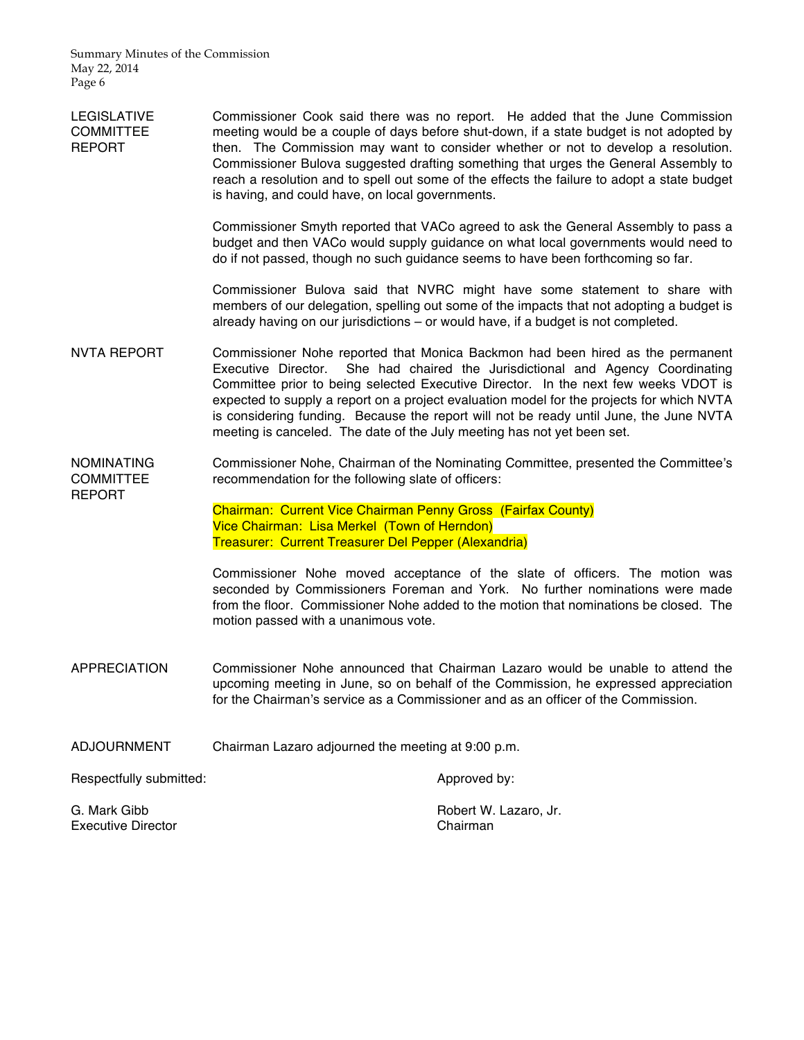**LEGISLATIVE COMMITTEE REPORT**

Commissioner Cook said there was no report. He added that the June Commission meeting would be a couple of days before shut-down, if a state budget is not adopted by then. The Commission may want to consider whether or not to develop a resolution. Commissioner Bulova suggested drafting something that urges the General Assembly to reach a resolution and to spell out some of the effects the failure to adopt a state budget is having, and could have, on local governments.

Commissioner Smyth reported that VACo agreed to ask the General Assembly to pass a budget and then VACo would supply guidance on what local governments would need to do if not passed, though no such guidance seems to have been forthcoming so far.

Commissioner Bulova said that NVRC might have some statement to share with members of our delegation, spelling out some of the impacts that not adopting a budget is already having on our jurisdictions – or would have, if a budget is not completed.

**NVTA REPORT**

Commissioner Nohe reported that Monica Backmon had been hired as the permanent Executive Director. She had chaired the Jurisdictional and Agency Coordinating Committee prior to being selected Executive Director. In the next few weeks VDOT is expected to supply a report on a project evaluation model for the projects for which NVTA is considering funding. Because the report will not be ready until June, the June NVTA meeting is canceled. The date of the July meeting has not yet been set.

**NOMINATING COMMITTEE REPORT**

Commissioner Nohe, Chairman of the Nominating Committee, presented the Committee's recommendation for the following slate of officers:

Chairman: Current Vice Chairman Penny Gross (Fairfax County)
Vice Chairman: Lisa Merkel (Town of Herndon)
Treasurer: Current Treasurer Del Pepper (Alexandria)

Commissioner Nohe moved acceptance of the slate of officers. The motion was seconded by Commissioners Foreman and York. No further nominations were made from the floor. Commissioner Nohe added to the motion that nominations be closed. The motion passed with a unanimous vote.

**APPRECIATION**

Commissioner Nohe announced that Chairman Lazaro would be unable to attend the upcoming meeting in June, so on behalf of the Commission, he expressed appreciation for the Chairman's service as a Commissioner and as an officer of the Commission.

**ADJOURNMENT**

Chairman Lazaro adjourned the meeting at 9:00 p.m.

| | |
|---|---|
| Respectfully submitted: | Approved by: |
| G. Mark Gibb<br>Executive Director | Robert W. Lazaro, Jr.<br>Chairman |